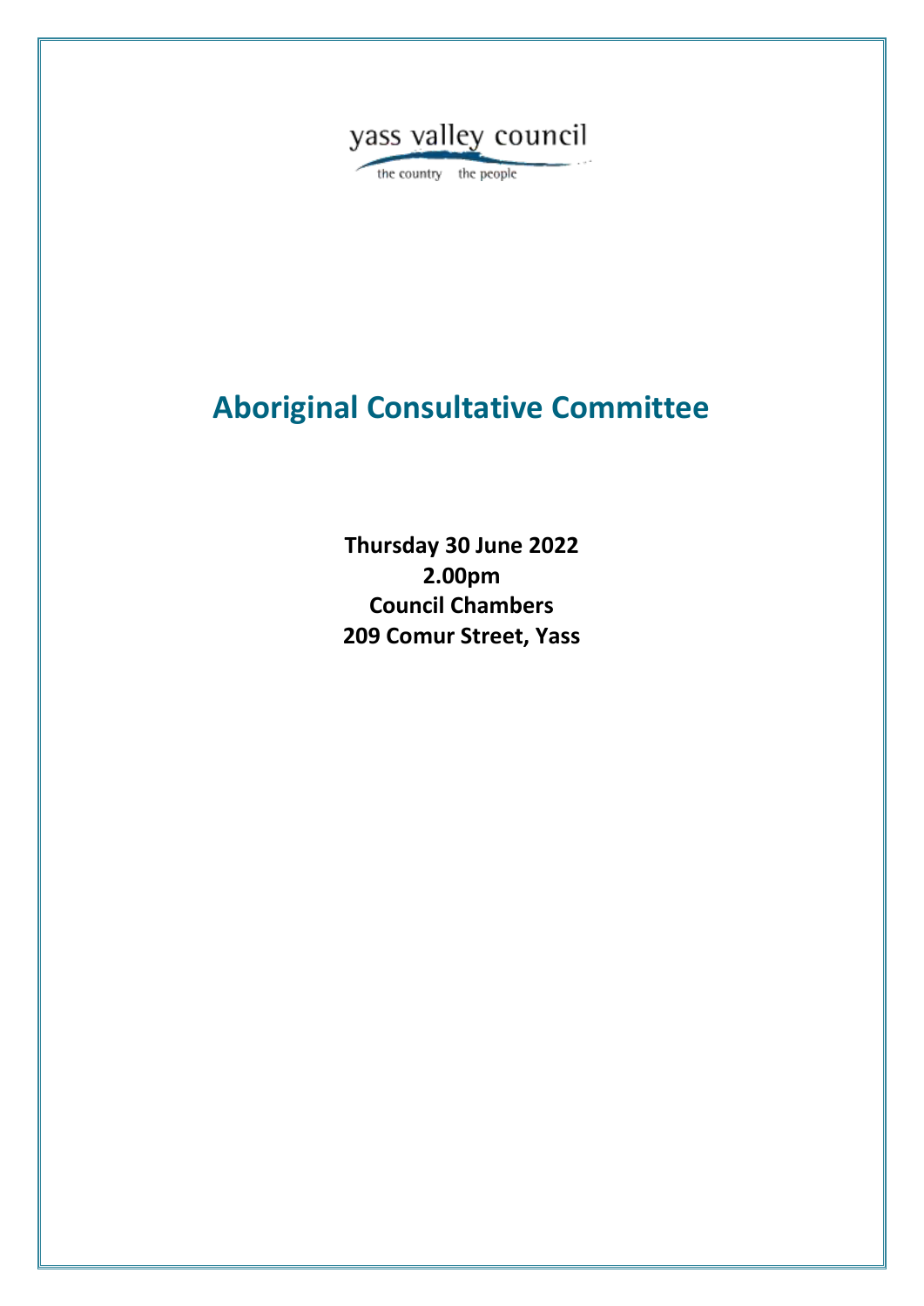yass valley council

the country the people

# Aboriginal Consultative Committee

**Thursday 30 June 2022**
**2.00pm**
**Council Chambers**
**209 Comur Street, Yass**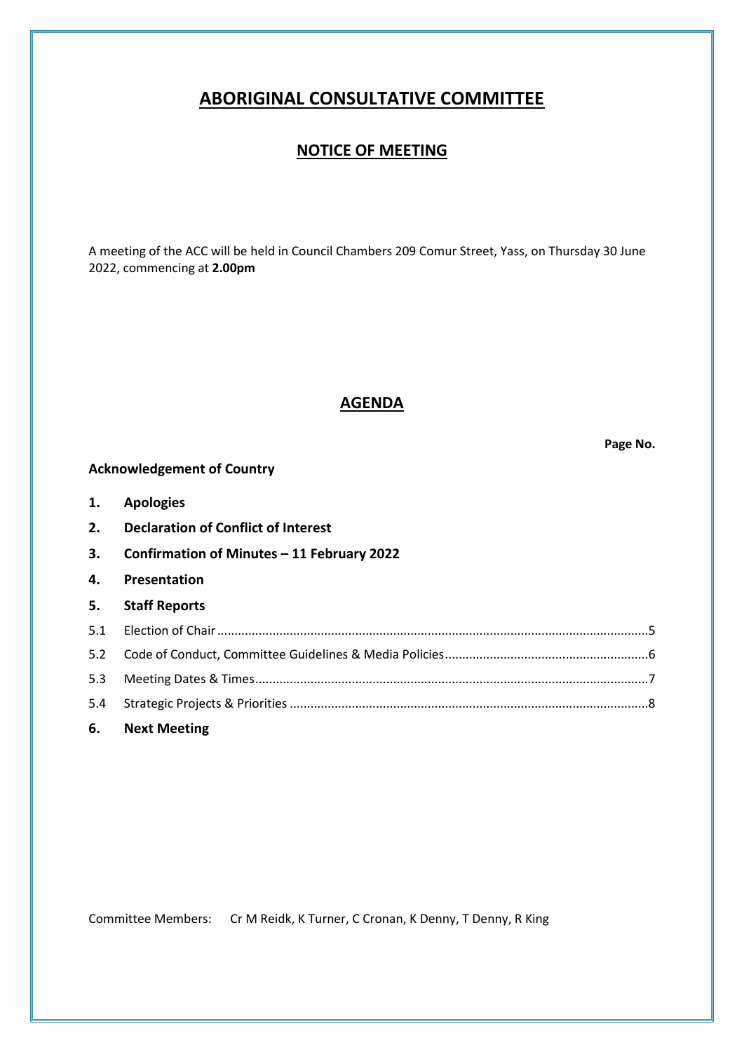# ABORIGINAL CONSULTATIVE COMMITTEE

## NOTICE OF MEETING

A meeting of the ACC will be held in Council Chambers 209 Comur Street, Yass, on Thursday 30 June 2022, commencing at **2.00pm**

## AGENDA

**Page No.**

**Acknowledgement of Country**

**1. Apologies**

**2. Declaration of Conflict of Interest**

**3. Confirmation of Minutes – 11 February 2022**

**4. Presentation**

**5. Staff Reports**

| | | |
|---|---|---|
| 5.1 | Election of Chair | 5 |
| 5.2 | Code of Conduct, Committee Guidelines & Media Policies | 6 |
| 5.3 | Meeting Dates & Times | 7 |
| 5.4 | Strategic Projects & Priorities | 8 |

**6. Next Meeting**

Committee Members: Cr M Reidk, K Turner, C Cronan, K Denny, T Denny, R King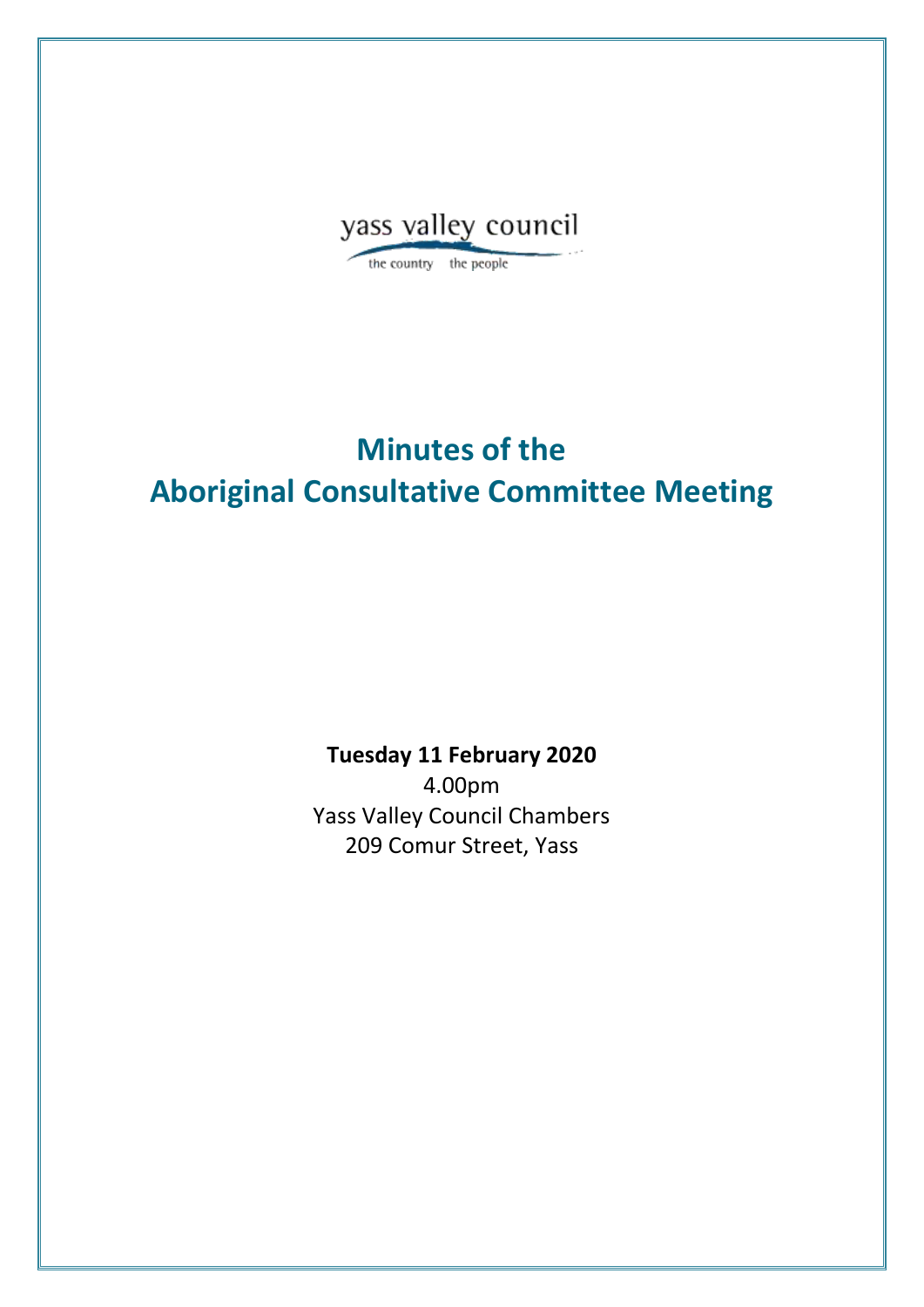yass valley council

the country the people

# Minutes of the Aboriginal Consultative Committee Meeting

**Tuesday 11 February 2020**

4.00pm

Yass Valley Council Chambers

209 Comur Street, Yass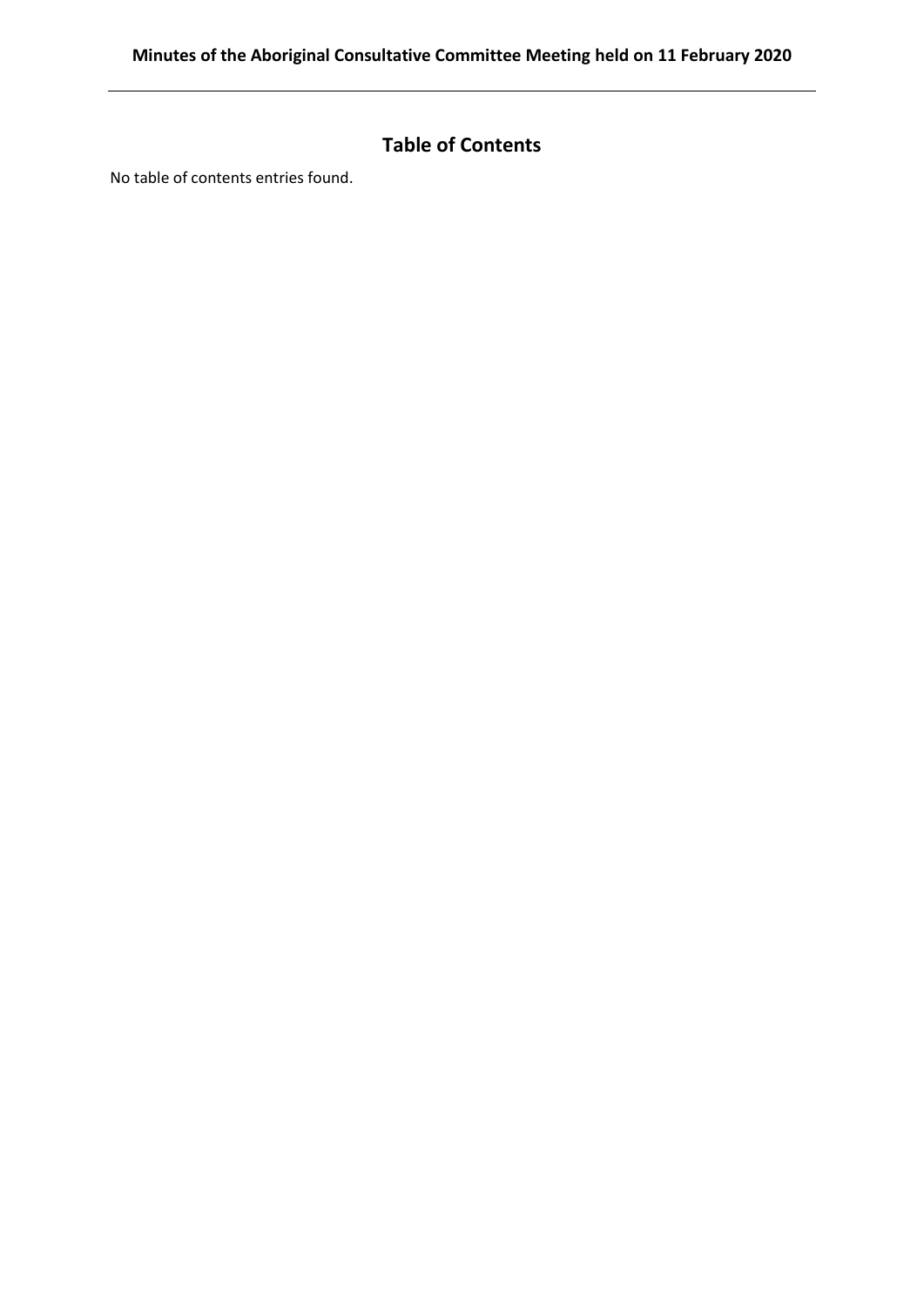## Table of Contents

No table of contents entries found.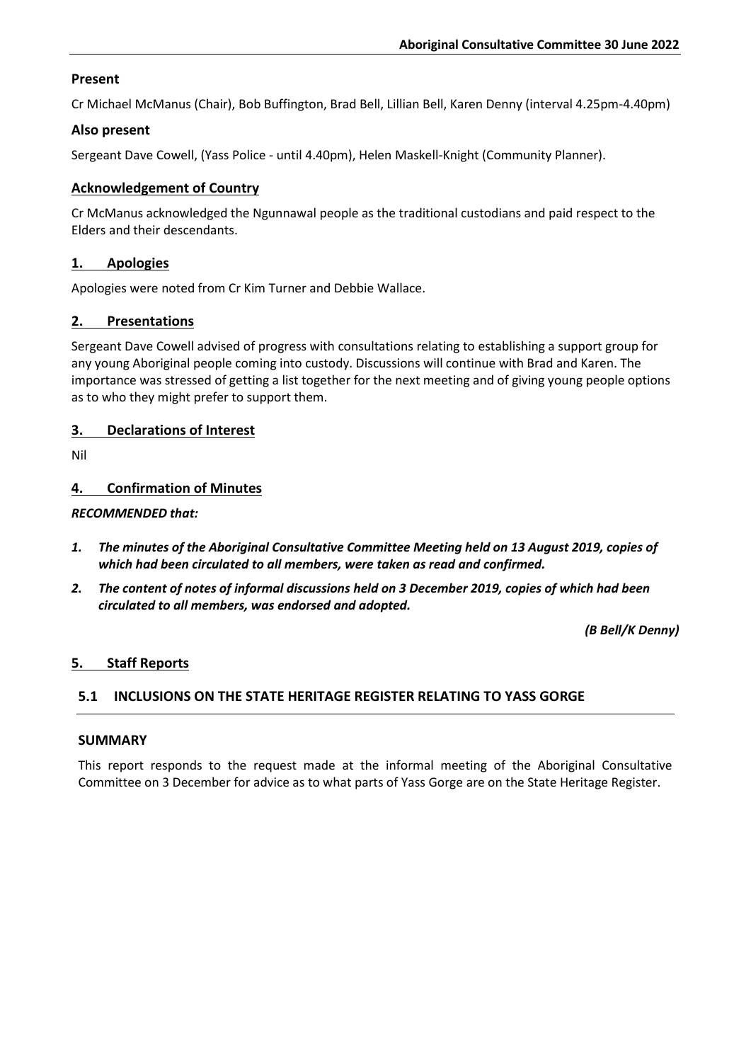## Present

Cr Michael McManus (Chair), Bob Buffington, Brad Bell, Lillian Bell, Karen Denny (interval 4.25pm-4.40pm)

## Also present

Sergeant Dave Cowell, (Yass Police - until 4.40pm), Helen Maskell-Knight (Community Planner).

## Acknowledgement of Country

Cr McManus acknowledged the Ngunnawal people as the traditional custodians and paid respect to the Elders and their descendants.

## 1. Apologies

Apologies were noted from Cr Kim Turner and Debbie Wallace.

## 2. Presentations

Sergeant Dave Cowell advised of progress with consultations relating to establishing a support group for any young Aboriginal people coming into custody. Discussions will continue with Brad and Karen. The importance was stressed of getting a list together for the next meeting and of giving young people options as to who they might prefer to support them.

## 3. Declarations of Interest

Nil

## 4. Confirmation of Minutes

***RECOMMENDED that:***

1. ***The minutes of the Aboriginal Consultative Committee Meeting held on 13 August 2019, copies of which had been circulated to all members, were taken as read and confirmed.***
2. ***The content of notes of informal discussions held on 3 December 2019, copies of which had been circulated to all members, was endorsed and adopted.***

***(B Bell/K Denny)***

## 5. Staff Reports

### 5.1 INCLUSIONS ON THE STATE HERITAGE REGISTER RELATING TO YASS GORGE

#### SUMMARY

This report responds to the request made at the informal meeting of the Aboriginal Consultative Committee on 3 December for advice as to what parts of Yass Gorge are on the State Heritage Register.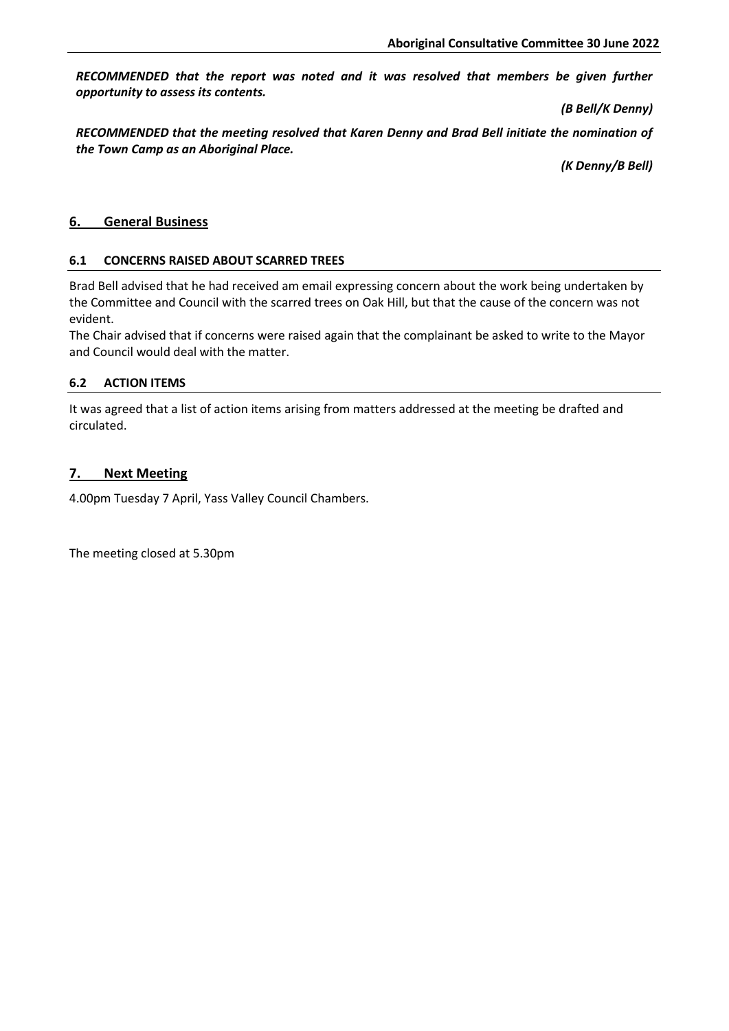***RECOMMENDED that the report was noted and it was resolved that members be given further opportunity to assess its contents.***

***(B Bell/K Denny)***

***RECOMMENDED that the meeting resolved that Karen Denny and Brad Bell initiate the nomination of the Town Camp as an Aboriginal Place.***

***(K Denny/B Bell)***

## 6. General Business

### 6.1 CONCERNS RAISED ABOUT SCARRED TREES

Brad Bell advised that he had received am email expressing concern about the work being undertaken by the Committee and Council with the scarred trees on Oak Hill, but that the cause of the concern was not evident.

The Chair advised that if concerns were raised again that the complainant be asked to write to the Mayor and Council would deal with the matter.

### 6.2 ACTION ITEMS

It was agreed that a list of action items arising from matters addressed at the meeting be drafted and circulated.

## 7. Next Meeting

4.00pm Tuesday 7 April, Yass Valley Council Chambers.

The meeting closed at 5.30pm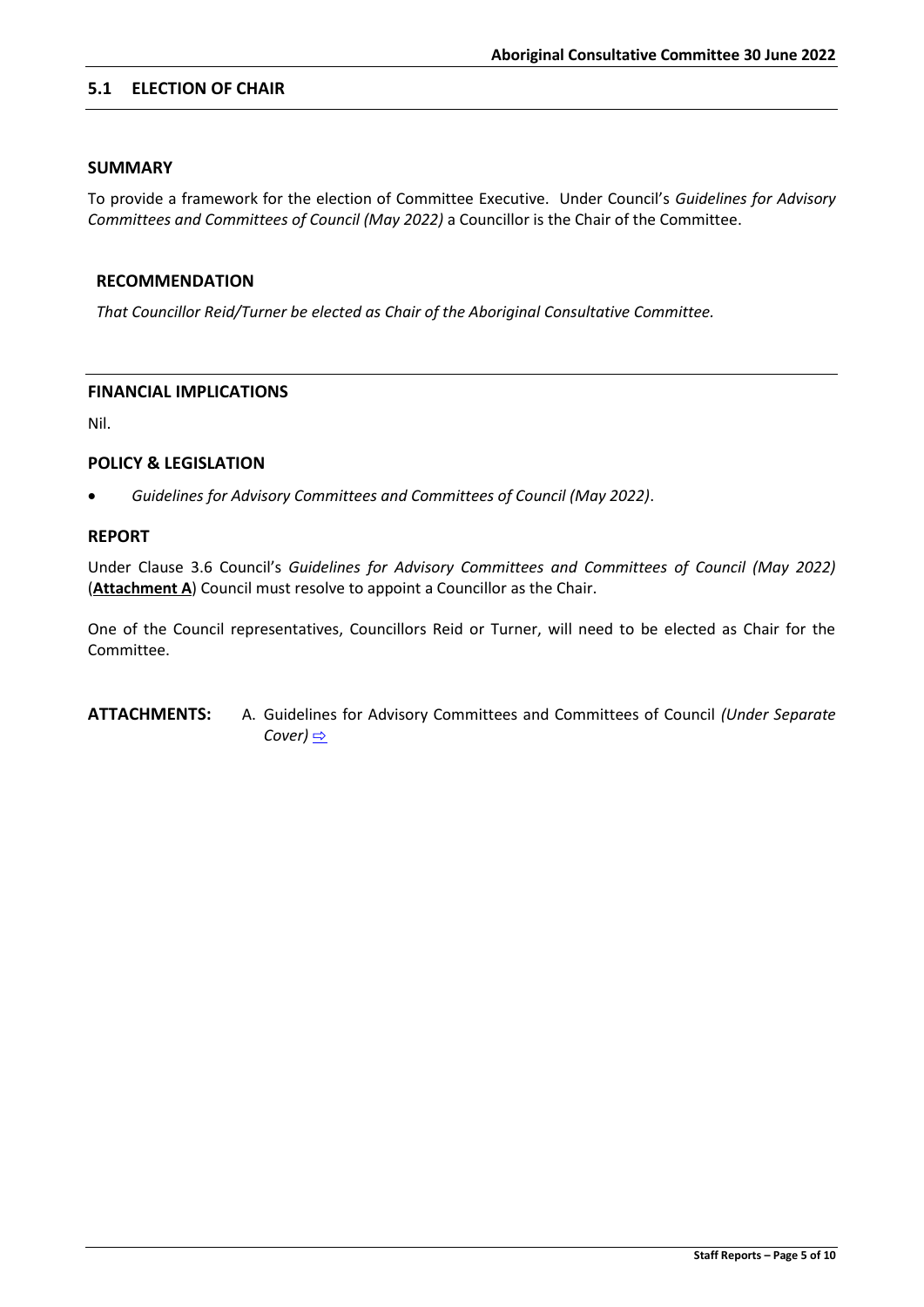## 5.1 ELECTION OF CHAIR

### SUMMARY

To provide a framework for the election of Committee Executive. Under Council's *Guidelines for Advisory Committees and Committees of Council (May 2022)* a Councillor is the Chair of the Committee.

### RECOMMENDATION

*That Councillor Reid/Turner be elected as Chair of the Aboriginal Consultative Committee.*

### FINANCIAL IMPLICATIONS

Nil.

### POLICY & LEGISLATION

- *Guidelines for Advisory Committees and Committees of Council (May 2022)*.

### REPORT

Under Clause 3.6 Council's *Guidelines for Advisory Committees and Committees of Council (May 2022)* (**Attachment A**) Council must resolve to appoint a Councillor as the Chair.

One of the Council representatives, Councillors Reid or Turner, will need to be elected as Chair for the Committee.

**ATTACHMENTS:** A. Guidelines for Advisory Committees and Committees of Council *(Under Separate Cover)* ⇨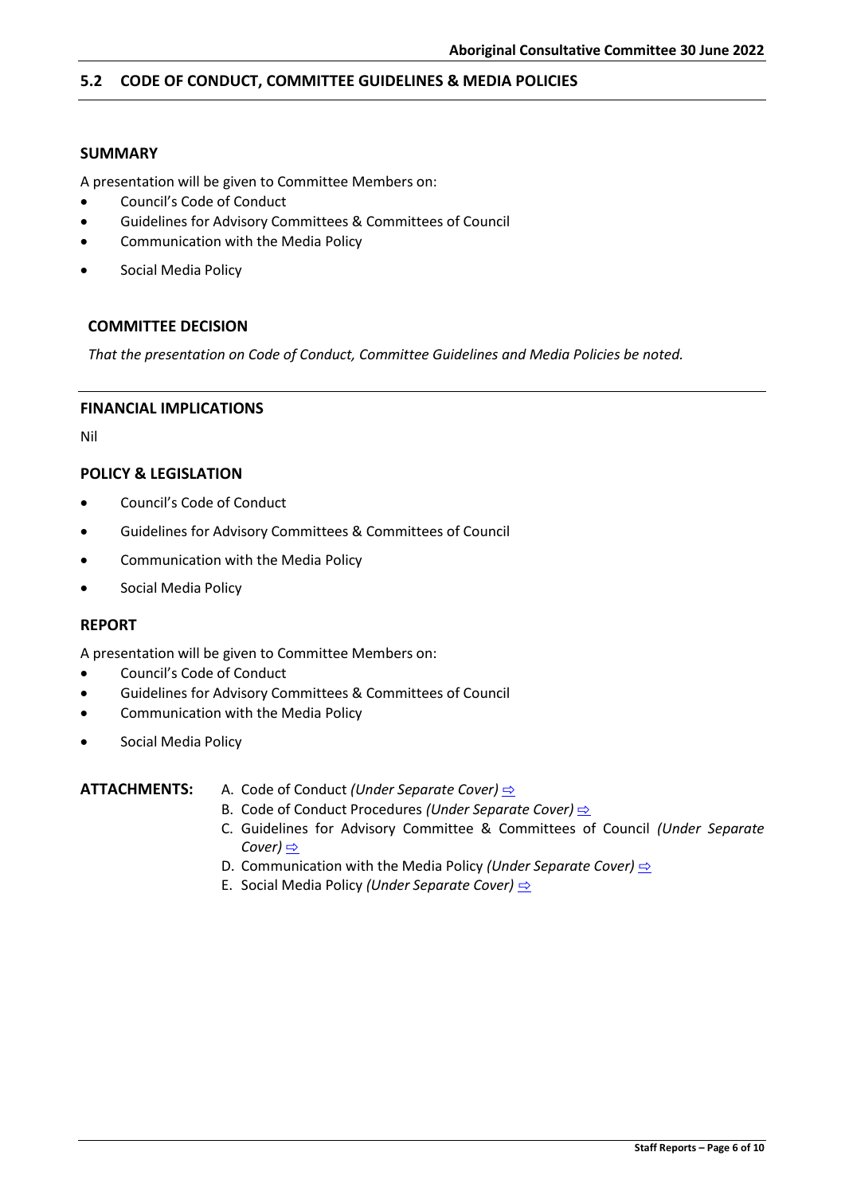## 5.2 CODE OF CONDUCT, COMMITTEE GUIDELINES & MEDIA POLICIES

### SUMMARY

A presentation will be given to Committee Members on:

- Council's Code of Conduct
- Guidelines for Advisory Committees & Committees of Council
- Communication with the Media Policy
- Social Media Policy

### COMMITTEE DECISION

*That the presentation on Code of Conduct, Committee Guidelines and Media Policies be noted.*

### FINANCIAL IMPLICATIONS

Nil

### POLICY & LEGISLATION

- Council's Code of Conduct
- Guidelines for Advisory Committees & Committees of Council
- Communication with the Media Policy
- Social Media Policy

### REPORT

A presentation will be given to Committee Members on:

- Council's Code of Conduct
- Guidelines for Advisory Committees & Committees of Council
- Communication with the Media Policy
- Social Media Policy

**ATTACHMENTS:**

A. Code of Conduct *(Under Separate Cover)* ⇨
B. Code of Conduct Procedures *(Under Separate Cover)* ⇨
C. Guidelines for Advisory Committee & Committees of Council *(Under Separate Cover)* ⇨
D. Communication with the Media Policy *(Under Separate Cover)* ⇨
E. Social Media Policy *(Under Separate Cover)* ⇨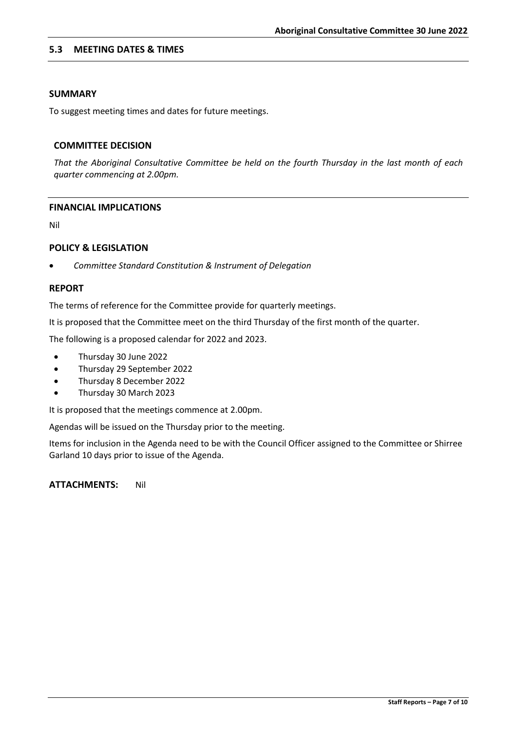## 5.3 MEETING DATES & TIMES

### SUMMARY

To suggest meeting times and dates for future meetings.

### COMMITTEE DECISION

*That the Aboriginal Consultative Committee be held on the fourth Thursday in the last month of each quarter commencing at 2.00pm.*

### FINANCIAL IMPLICATIONS

Nil

### POLICY & LEGISLATION

- *Committee Standard Constitution & Instrument of Delegation*

### REPORT

The terms of reference for the Committee provide for quarterly meetings.

It is proposed that the Committee meet on the third Thursday of the first month of the quarter.

The following is a proposed calendar for 2022 and 2023.

- Thursday 30 June 2022
- Thursday 29 September 2022
- Thursday 8 December 2022
- Thursday 30 March 2023

It is proposed that the meetings commence at 2.00pm.

Agendas will be issued on the Thursday prior to the meeting.

Items for inclusion in the Agenda need to be with the Council Officer assigned to the Committee or Shirree Garland 10 days prior to issue of the Agenda.

**ATTACHMENTS:** Nil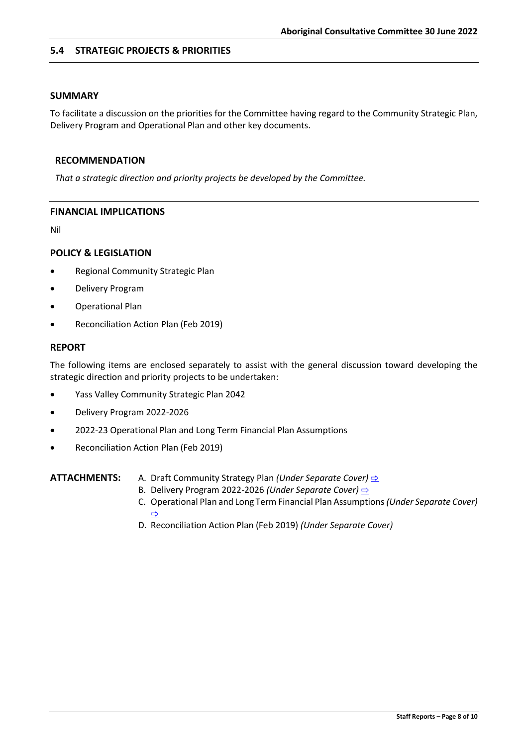## 5.4 STRATEGIC PROJECTS & PRIORITIES

### SUMMARY

To facilitate a discussion on the priorities for the Committee having regard to the Community Strategic Plan, Delivery Program and Operational Plan and other key documents.

### RECOMMENDATION

*That a strategic direction and priority projects be developed by the Committee.*

### FINANCIAL IMPLICATIONS

Nil

### POLICY & LEGISLATION

- Regional Community Strategic Plan
- Delivery Program
- Operational Plan
- Reconciliation Action Plan (Feb 2019)

### REPORT

The following items are enclosed separately to assist with the general discussion toward developing the strategic direction and priority projects to be undertaken:

- Yass Valley Community Strategic Plan 2042
- Delivery Program 2022-2026
- 2022-23 Operational Plan and Long Term Financial Plan Assumptions
- Reconciliation Action Plan (Feb 2019)

**ATTACHMENTS:**

A. Draft Community Strategy Plan *(Under Separate Cover)* ⇨
B. Delivery Program 2022-2026 *(Under Separate Cover)* ⇨
C. Operational Plan and Long Term Financial Plan Assumptions *(Under Separate Cover)* ⇨
D. Reconciliation Action Plan (Feb 2019) *(Under Separate Cover)*